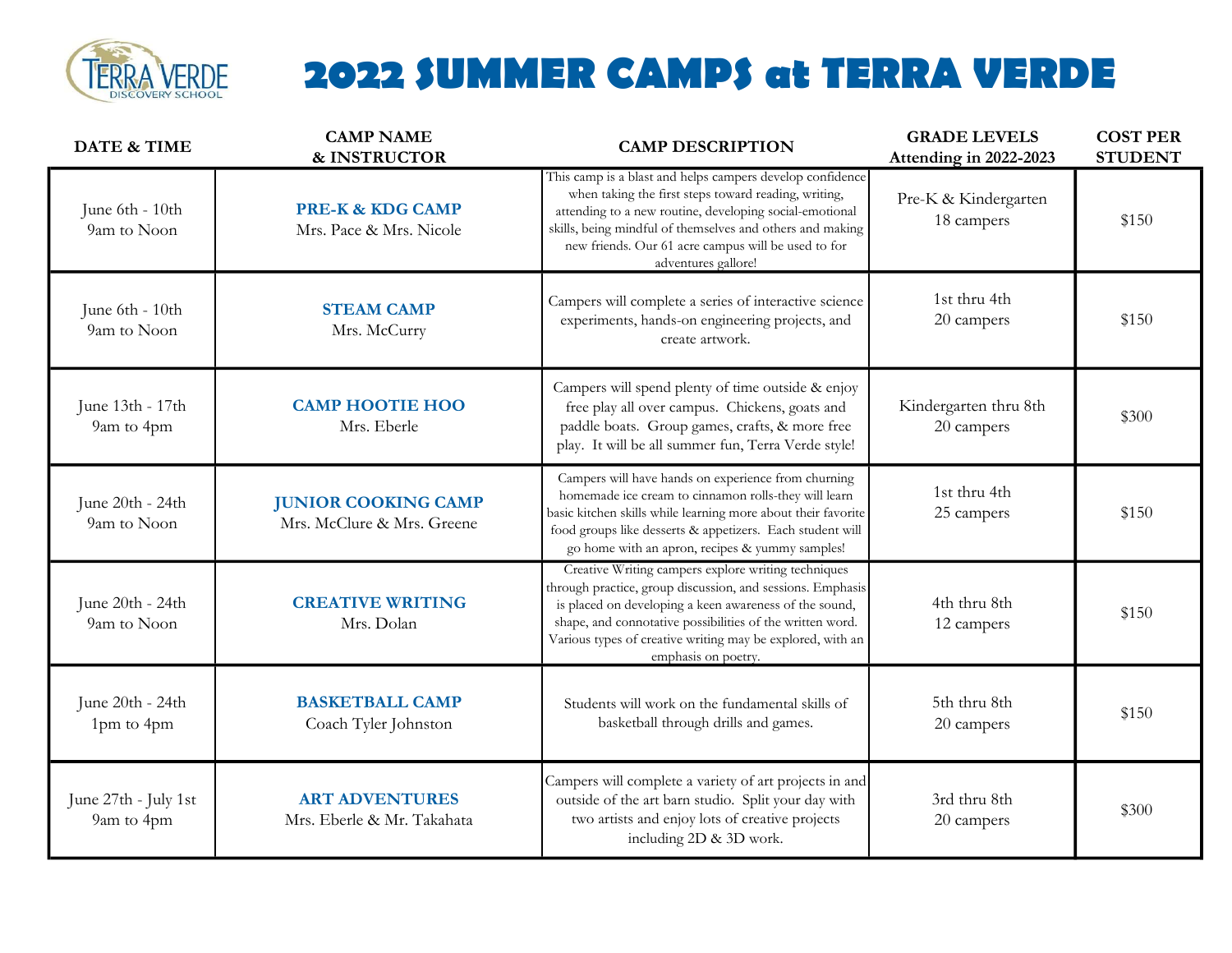# 2022 SUMMER CAMPS at TERRA VERDE

| DATE & TIME | CAMP NAME & INSTRUCTOR | CAMP DESCRIPTION | GRADE LEVELS Attending in 2022-2023 | COST PER STUDENT |
|---|---|---|---|---|
| June 6th - 10th 9am to Noon | **PRE-K & KDG CAMP** Mrs. Pace & Mrs. Nicole | This camp is a blast and helps campers develop confidence when taking the first steps toward reading, writing, attending to a new routine, developing social-emotional skills, being mindful of themselves and others and making new friends. Our 61 acre campus will be used to for adventures gallore! | Pre-K & Kindergarten 18 campers | $150 |
| June 6th - 10th 9am to Noon | **STEAM CAMP** Mrs. McCurry | Campers will complete a series of interactive science experiments, hands-on engineering projects, and create artwork. | 1st thru 4th 20 campers | $150 |
| June 13th - 17th 9am to 4pm | **CAMP HOOTIE HOO** Mrs. Eberle | Campers will spend plenty of time outside & enjoy free play all over campus. Chickens, goats and paddle boats. Group games, crafts, & more free play. It will be all summer fun, Terra Verde style! | Kindergarten thru 8th 20 campers | $300 |
| June 20th - 24th 9am to Noon | **JUNIOR COOKING CAMP** Mrs. McClure & Mrs. Greene | Campers will have hands on experience from churning homemade ice cream to cinnamon rolls-they will learn basic kitchen skills while learning more about their favorite food groups like desserts & appetizers. Each student will go home with an apron, recipes & yummy samples! | 1st thru 4th 25 campers | $150 |
| June 20th - 24th 9am to Noon | **CREATIVE WRITING** Mrs. Dolan | Creative Writing campers explore writing techniques through practice, group discussion, and sessions. Emphasis is placed on developing a keen awareness of the sound, shape, and connotative possibilities of the written word. Various types of creative writing may be explored, with an emphasis on poetry. | 4th thru 8th 12 campers | $150 |
| June 20th - 24th 1pm to 4pm | **BASKETBALL CAMP** Coach Tyler Johnston | Students will work on the fundamental skills of basketball through drills and games. | 5th thru 8th 20 campers | $150 |
| June 27th - July 1st 9am to 4pm | **ART ADVENTURES** Mrs. Eberle & Mr. Takahata | Campers will complete a variety of art projects in and outside of the art barn studio. Split your day with two artists and enjoy lots of creative projects including 2D & 3D work. | 3rd thru 8th 20 campers | $300 |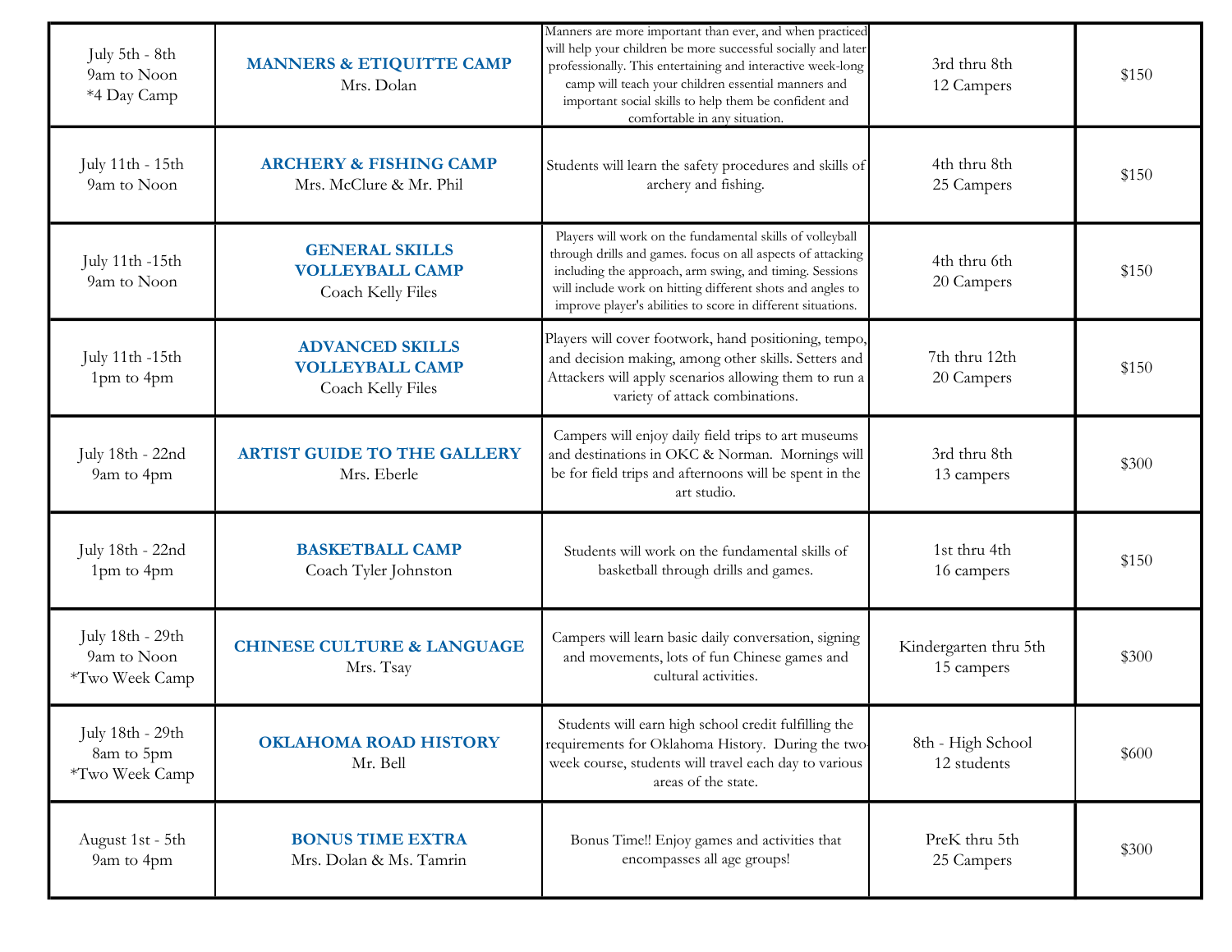| | | | | |
|---|---|---|---|---|
| July 5th - 8th<br>9am to Noon<br>*4 Day Camp | **MANNERS & ETIQUITTE CAMP**<br>Mrs. Dolan | Manners are more important than ever, and when practiced will help your children be more successful socially and later professionally. This entertaining and interactive week-long camp will teach your children essential manners and important social skills to help them be confident and comfortable in any situation. | 3rd thru 8th<br>12 Campers | $150 |
| July 11th - 15th<br>9am to Noon | **ARCHERY & FISHING CAMP**<br>Mrs. McClure & Mr. Phil | Students will learn the safety procedures and skills of archery and fishing. | 4th thru 8th<br>25 Campers | $150 |
| July 11th -15th<br>9am to Noon | **GENERAL SKILLS VOLLEYBALL CAMP**<br>Coach Kelly Files | Players will work on the fundamental skills of volleyball through drills and games. focus on all aspects of attacking including the approach, arm swing, and timing. Sessions will include work on hitting different shots and angles to improve player's abilities to score in different situations. | 4th thru 6th<br>20 Campers | $150 |
| July 11th -15th<br>1pm to 4pm | **ADVANCED SKILLS VOLLEYBALL CAMP**<br>Coach Kelly Files | Players will cover footwork, hand positioning, tempo, and decision making, among other skills. Setters and Attackers will apply scenarios allowing them to run a variety of attack combinations. | 7th thru 12th<br>20 Campers | $150 |
| July 18th - 22nd<br>9am to 4pm | **ARTIST GUIDE TO THE GALLERY**<br>Mrs. Eberle | Campers will enjoy daily field trips to art museums and destinations in OKC & Norman. Mornings will be for field trips and afternoons will be spent in the art studio. | 3rd thru 8th<br>13 campers | $300 |
| July 18th - 22nd<br>1pm to 4pm | **BASKETBALL CAMP**<br>Coach Tyler Johnston | Students will work on the fundamental skills of basketball through drills and games. | 1st thru 4th<br>16 campers | $150 |
| July 18th - 29th<br>9am to Noon<br>*Two Week Camp | **CHINESE CULTURE & LANGUAGE**<br>Mrs. Tsay | Campers will learn basic daily conversation, signing and movements, lots of fun Chinese games and cultural activities. | Kindergarten thru 5th<br>15 campers | $300 |
| July 18th - 29th<br>8am to 5pm<br>*Two Week Camp | **OKLAHOMA ROAD HISTORY**<br>Mr. Bell | Students will earn high school credit fulfilling the requirements for Oklahoma History. During the two-week course, students will travel each day to various areas of the state. | 8th - High School<br>12 students | $600 |
| August 1st - 5th<br>9am to 4pm | **BONUS TIME EXTRA**<br>Mrs. Dolan & Ms. Tamrin | Bonus Time!! Enjoy games and activities that encompasses all age groups! | PreK thru 5th<br>25 Campers | $300 |